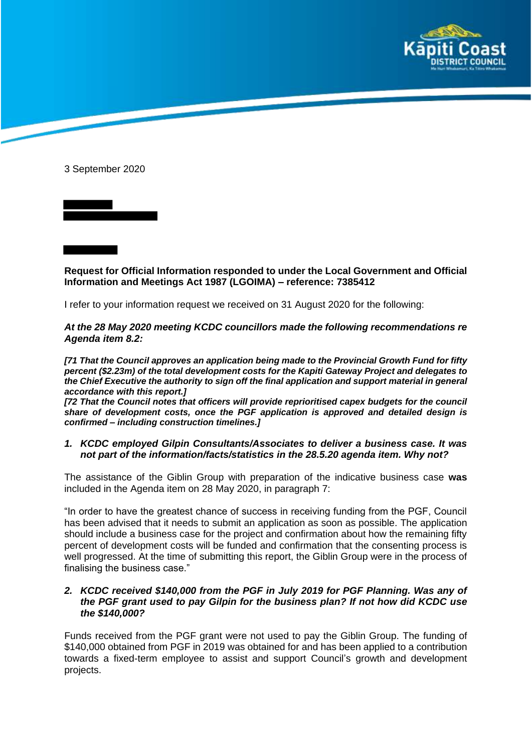3 September 2020

**Request for Official Information responded to under the Local Government and Official Information and Meetings Act 1987 (LGOIMA) – reference: 7385412**

I refer to your information request we received on 31 August 2020 for the following:

***At the 28 May 2020 meeting KCDC councillors made the following recommendations re Agenda item 8.2:***

***[71 That the Council approves an application being made to the Provincial Growth Fund for fifty percent ($2.23m) of the total development costs for the Kapiti Gateway Project and delegates to the Chief Executive the authority to sign off the final application and support material in general accordance with this report.]***

***[72 That the Council notes that officers will provide reprioritised capex budgets for the council share of development costs, once the PGF application is approved and detailed design is confirmed – including construction timelines.]***

1. ***KCDC employed Gilpin Consultants/Associates to deliver a business case. It was not part of the information/facts/statistics in the 28.5.20 agenda item. Why not?***

The assistance of the Giblin Group with preparation of the indicative business case **was** included in the Agenda item on 28 May 2020, in paragraph 7:

"In order to have the greatest chance of success in receiving funding from the PGF, Council has been advised that it needs to submit an application as soon as possible. The application should include a business case for the project and confirmation about how the remaining fifty percent of development costs will be funded and confirmation that the consenting process is well progressed. At the time of submitting this report, the Giblin Group were in the process of finalising the business case."

2. ***KCDC received $140,000 from the PGF in July 2019 for PGF Planning. Was any of the PGF grant used to pay Gilpin for the business plan? If not how did KCDC use the $140,000?***

Funds received from the PGF grant were not used to pay the Giblin Group. The funding of $140,000 obtained from PGF in 2019 was obtained for and has been applied to a contribution towards a fixed-term employee to assist and support Council's growth and development projects.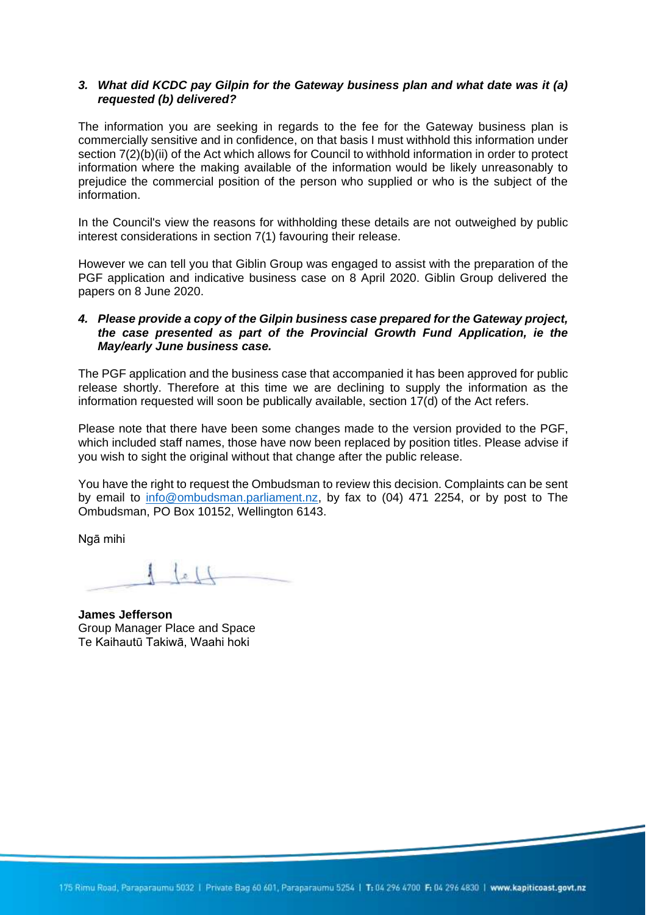***3. What did KCDC pay Gilpin for the Gateway business plan and what date was it (a) requested (b) delivered?***

The information you are seeking in regards to the fee for the Gateway business plan is commercially sensitive and in confidence, on that basis I must withhold this information under section 7(2)(b)(ii) of the Act which allows for Council to withhold information in order to protect information where the making available of the information would be likely unreasonably to prejudice the commercial position of the person who supplied or who is the subject of the information.

In the Council's view the reasons for withholding these details are not outweighed by public interest considerations in section 7(1) favouring their release.

However we can tell you that Giblin Group was engaged to assist with the preparation of the PGF application and indicative business case on 8 April 2020. Giblin Group delivered the papers on 8 June 2020.

***4. Please provide a copy of the Gilpin business case prepared for the Gateway project, the case presented as part of the Provincial Growth Fund Application, ie the May/early June business case.***

The PGF application and the business case that accompanied it has been approved for public release shortly. Therefore at this time we are declining to supply the information as the information requested will soon be publically available, section 17(d) of the Act refers.

Please note that there have been some changes made to the version provided to the PGF, which included staff names, those have now been replaced by position titles. Please advise if you wish to sight the original without that change after the public release.

You have the right to request the Ombudsman to review this decision. Complaints can be sent by email to info@ombudsman.parliament.nz, by fax to (04) 471 2254, or by post to The Ombudsman, PO Box 10152, Wellington 6143.

Ngā mihi

**James Jefferson**
Group Manager Place and Space
Te Kaihautū Takiwā, Waahi hoki